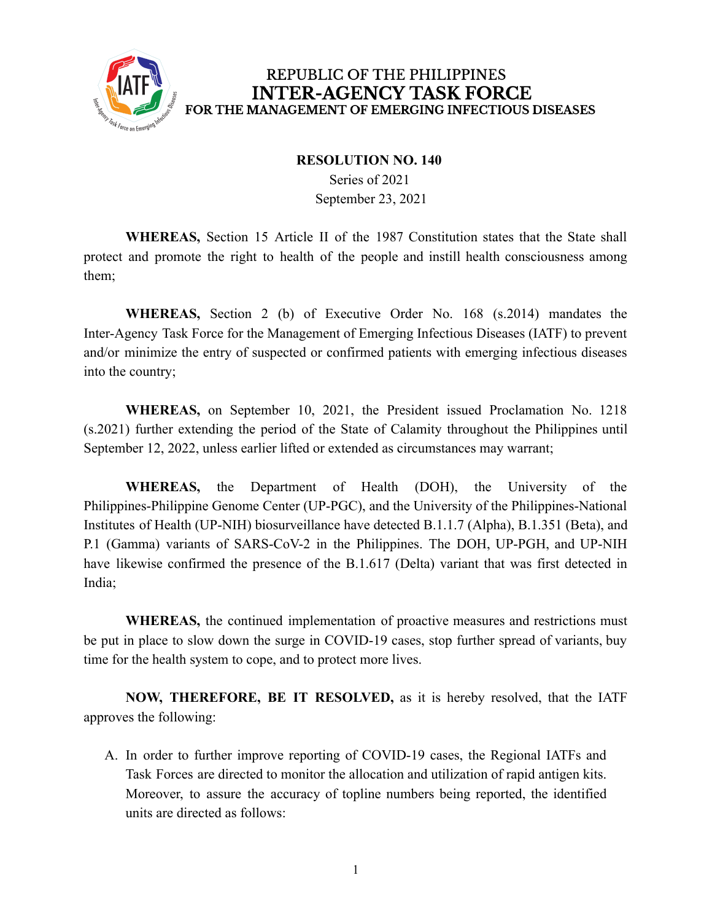REPUBLIC OF THE PHILIPPINES
**INTER-AGENCY TASK FORCE**
**FOR THE MANAGEMENT OF EMERGING INFECTIOUS DISEASES**

**RESOLUTION NO. 140**
Series of 2021
September 23, 2021

**WHEREAS,** Section 15 Article II of the 1987 Constitution states that the State shall protect and promote the right to health of the people and instill health consciousness among them;

**WHEREAS,** Section 2 (b) of Executive Order No. 168 (s.2014) mandates the Inter-Agency Task Force for the Management of Emerging Infectious Diseases (IATF) to prevent and/or minimize the entry of suspected or confirmed patients with emerging infectious diseases into the country;

**WHEREAS,** on September 10, 2021, the President issued Proclamation No. 1218 (s.2021) further extending the period of the State of Calamity throughout the Philippines until September 12, 2022, unless earlier lifted or extended as circumstances may warrant;

**WHEREAS,** the Department of Health (DOH), the University of the Philippines-Philippine Genome Center (UP-PGC), and the University of the Philippines-National Institutes of Health (UP-NIH) biosurveillance have detected B.1.1.7 (Alpha), B.1.351 (Beta), and P.1 (Gamma) variants of SARS-CoV-2 in the Philippines. The DOH, UP-PGH, and UP-NIH have likewise confirmed the presence of the B.1.617 (Delta) variant that was first detected in India;

**WHEREAS,** the continued implementation of proactive measures and restrictions must be put in place to slow down the surge in COVID-19 cases, stop further spread of variants, buy time for the health system to cope, and to protect more lives.

**NOW, THEREFORE, BE IT RESOLVED,** as it is hereby resolved, that the IATF approves the following:

A. In order to further improve reporting of COVID-19 cases, the Regional IATFs and Task Forces are directed to monitor the allocation and utilization of rapid antigen kits. Moreover, to assure the accuracy of topline numbers being reported, the identified units are directed as follows: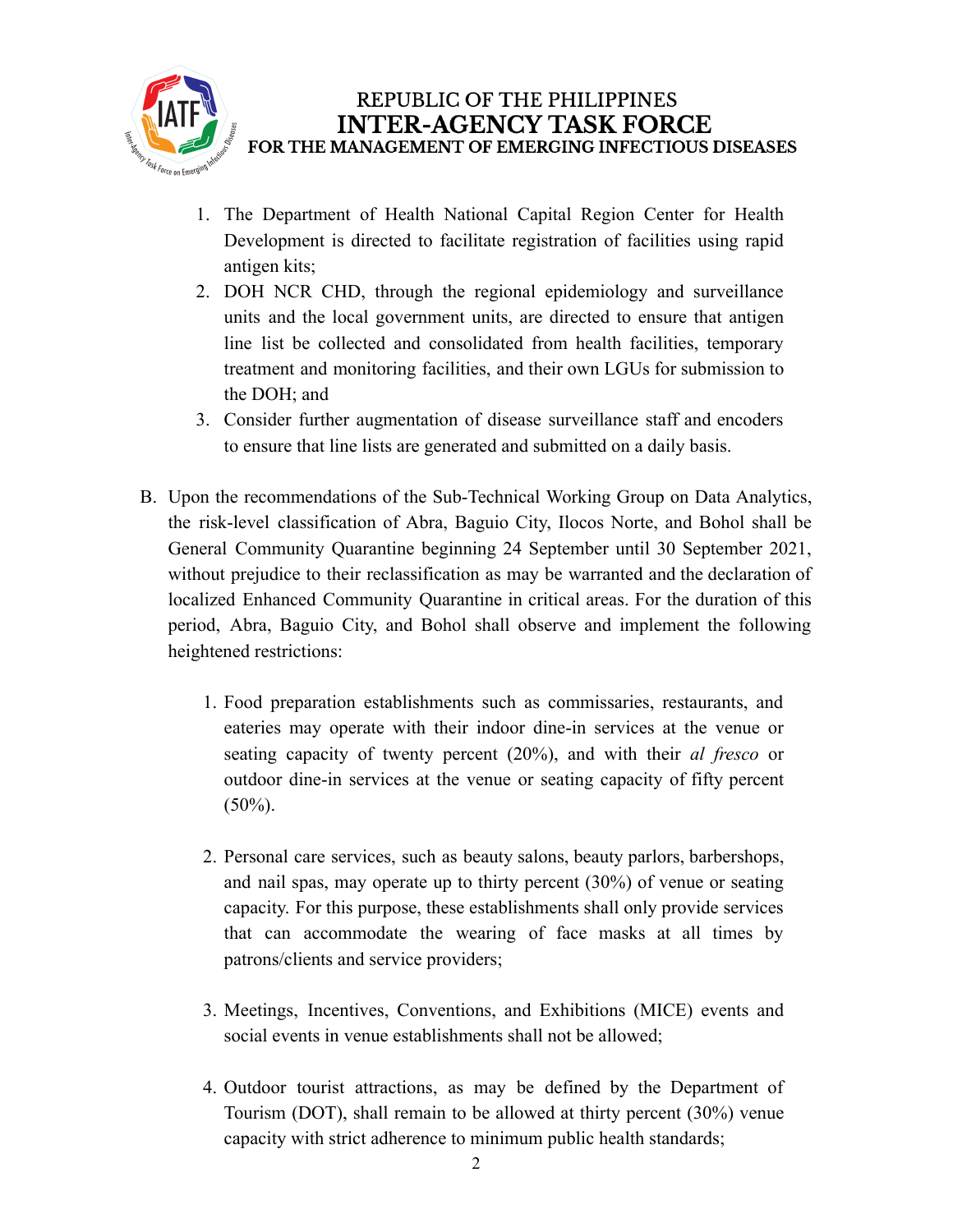1. The Department of Health National Capital Region Center for Health Development is directed to facilitate registration of facilities using rapid antigen kits;
2. DOH NCR CHD, through the regional epidemiology and surveillance units and the local government units, are directed to ensure that antigen line list be collected and consolidated from health facilities, temporary treatment and monitoring facilities, and their own LGUs for submission to the DOH; and
3. Consider further augmentation of disease surveillance staff and encoders to ensure that line lists are generated and submitted on a daily basis.

B. Upon the recommendations of the Sub-Technical Working Group on Data Analytics, the risk-level classification of Abra, Baguio City, Ilocos Norte, and Bohol shall be General Community Quarantine beginning 24 September until 30 September 2021, without prejudice to their reclassification as may be warranted and the declaration of localized Enhanced Community Quarantine in critical areas. For the duration of this period, Abra, Baguio City, and Bohol shall observe and implement the following heightened restrictions:

1. Food preparation establishments such as commissaries, restaurants, and eateries may operate with their indoor dine-in services at the venue or seating capacity of twenty percent (20%), and with their *al fresco* or outdoor dine-in services at the venue or seating capacity of fifty percent (50%).

2. Personal care services, such as beauty salons, beauty parlors, barbershops, and nail spas, may operate up to thirty percent (30%) of venue or seating capacity. For this purpose, these establishments shall only provide services that can accommodate the wearing of face masks at all times by patrons/clients and service providers;

3. Meetings, Incentives, Conventions, and Exhibitions (MICE) events and social events in venue establishments shall not be allowed;

4. Outdoor tourist attractions, as may be defined by the Department of Tourism (DOT), shall remain to be allowed at thirty percent (30%) venue capacity with strict adherence to minimum public health standards;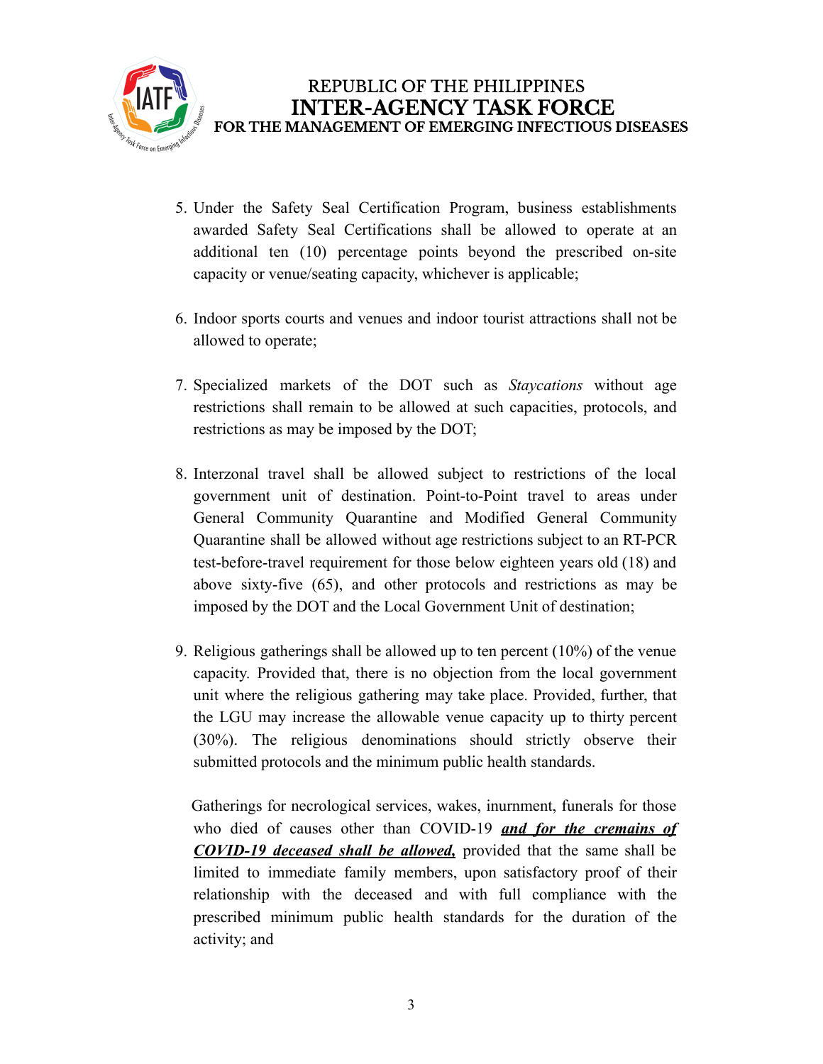5. Under the Safety Seal Certification Program, business establishments awarded Safety Seal Certifications shall be allowed to operate at an additional ten (10) percentage points beyond the prescribed on-site capacity or venue/seating capacity, whichever is applicable;

6. Indoor sports courts and venues and indoor tourist attractions shall not be allowed to operate;

7. Specialized markets of the DOT such as *Staycations* without age restrictions shall remain to be allowed at such capacities, protocols, and restrictions as may be imposed by the DOT;

8. Interzonal travel shall be allowed subject to restrictions of the local government unit of destination. Point-to-Point travel to areas under General Community Quarantine and Modified General Community Quarantine shall be allowed without age restrictions subject to an RT-PCR test-before-travel requirement for those below eighteen years old (18) and above sixty-five (65), and other protocols and restrictions as may be imposed by the DOT and the Local Government Unit of destination;

9. Religious gatherings shall be allowed up to ten percent (10%) of the venue capacity. Provided that, there is no objection from the local government unit where the religious gathering may take place. Provided, further, that the LGU may increase the allowable venue capacity up to thirty percent (30%). The religious denominations should strictly observe their submitted protocols and the minimum public health standards.

   Gatherings for necrological services, wakes, inurnment, funerals for those who died of causes other than COVID-19 ***<u>and for the cremains of COVID-19 deceased shall be allowed,</u>*** provided that the same shall be limited to immediate family members, upon satisfactory proof of their relationship with the deceased and with full compliance with the prescribed minimum public health standards for the duration of the activity; and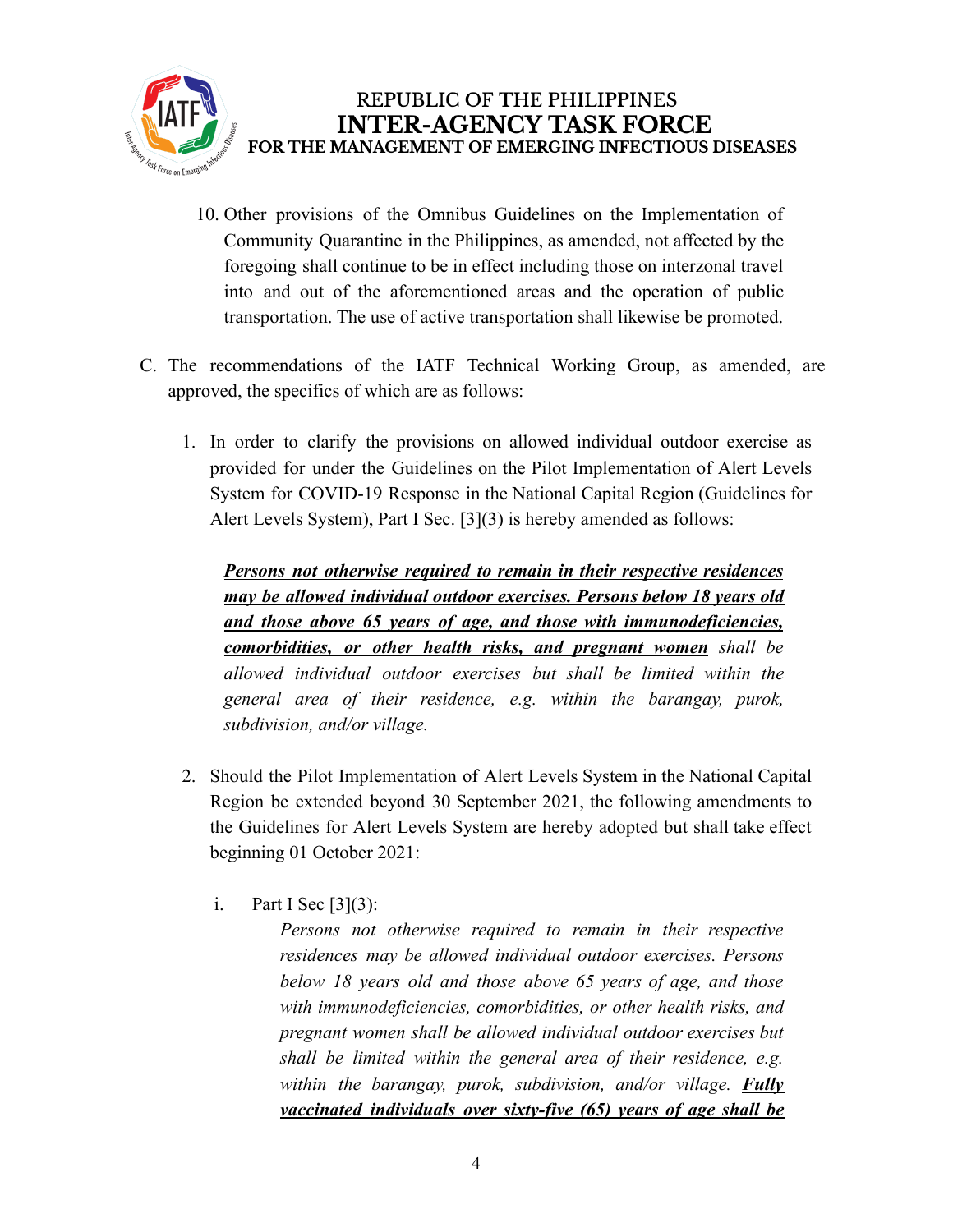10. Other provisions of the Omnibus Guidelines on the Implementation of Community Quarantine in the Philippines, as amended, not affected by the foregoing shall continue to be in effect including those on interzonal travel into and out of the aforementioned areas and the operation of public transportation. The use of active transportation shall likewise be promoted.

C. The recommendations of the IATF Technical Working Group, as amended, are approved, the specifics of which are as follows:

1. In order to clarify the provisions on allowed individual outdoor exercise as provided for under the Guidelines on the Pilot Implementation of Alert Levels System for COVID-19 Response in the National Capital Region (Guidelines for Alert Levels System), Part I Sec. [3](3) is hereby amended as follows:

   ***<u>Persons not otherwise required to remain in their respective residences may be allowed individual outdoor exercises. Persons below 18 years old and those above 65 years of age, and those with immunodeficiencies, comorbidities, or other health risks, and pregnant women</u>*** *shall be allowed individual outdoor exercises but shall be limited within the general area of their residence, e.g. within the barangay, purok, subdivision, and/or village.*

2. Should the Pilot Implementation of Alert Levels System in the National Capital Region be extended beyond 30 September 2021, the following amendments to the Guidelines for Alert Levels System are hereby adopted but shall take effect beginning 01 October 2021:

   i. Part I Sec [3](3):

   *Persons not otherwise required to remain in their respective residences may be allowed individual outdoor exercises. Persons below 18 years old and those above 65 years of age, and those with immunodeficiencies, comorbidities, or other health risks, and pregnant women shall be allowed individual outdoor exercises but shall be limited within the general area of their residence, e.g. within the barangay, purok, subdivision, and/or village.* ***<u>Fully vaccinated individuals over sixty-five (65) years of age shall be</u>***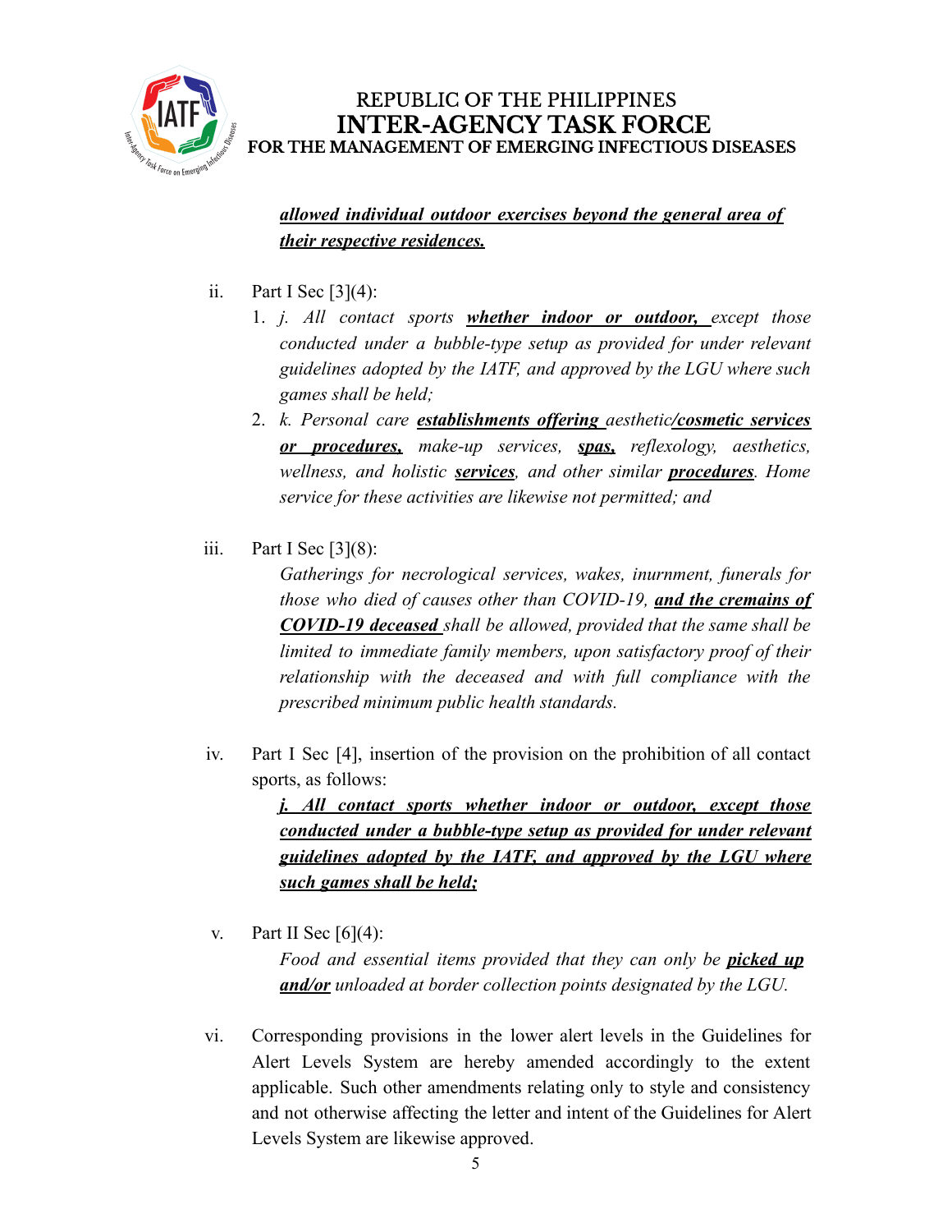***allowed individual outdoor exercises beyond the general area of their respective residences.***

ii. Part I Sec [3](4):

1. *j. All contact sports* ***whether indoor or outdoor,*** *except those conducted under a bubble-type setup as provided for under relevant guidelines adopted by the IATF, and approved by the LGU where such games shall be held;*
2. *k. Personal care* ***establishments offering*** *aesthetic****/cosmetic services or procedures,*** *make-up services,* ***spas,*** *reflexology, aesthetics, wellness, and holistic* ***services****, and other similar* ***procedures****. Home service for these activities are likewise not permitted; and*

iii. Part I Sec [3](8):

*Gatherings for necrological services, wakes, inurnment, funerals for those who died of causes other than COVID-19,* ***and the cremains of COVID-19 deceased*** *shall be allowed, provided that the same shall be limited to immediate family members, upon satisfactory proof of their relationship with the deceased and with full compliance with the prescribed minimum public health standards.*

iv. Part I Sec [4], insertion of the provision on the prohibition of all contact sports, as follows:

***j. All contact sports whether indoor or outdoor, except those conducted under a bubble-type setup as provided for under relevant guidelines adopted by the IATF, and approved by the LGU where such games shall be held;***

v. Part II Sec [6](4):

*Food and essential items provided that they can only be* ***picked up and/or*** *unloaded at border collection points designated by the LGU.*

vi. Corresponding provisions in the lower alert levels in the Guidelines for Alert Levels System are hereby amended accordingly to the extent applicable. Such other amendments relating only to style and consistency and not otherwise affecting the letter and intent of the Guidelines for Alert Levels System are likewise approved.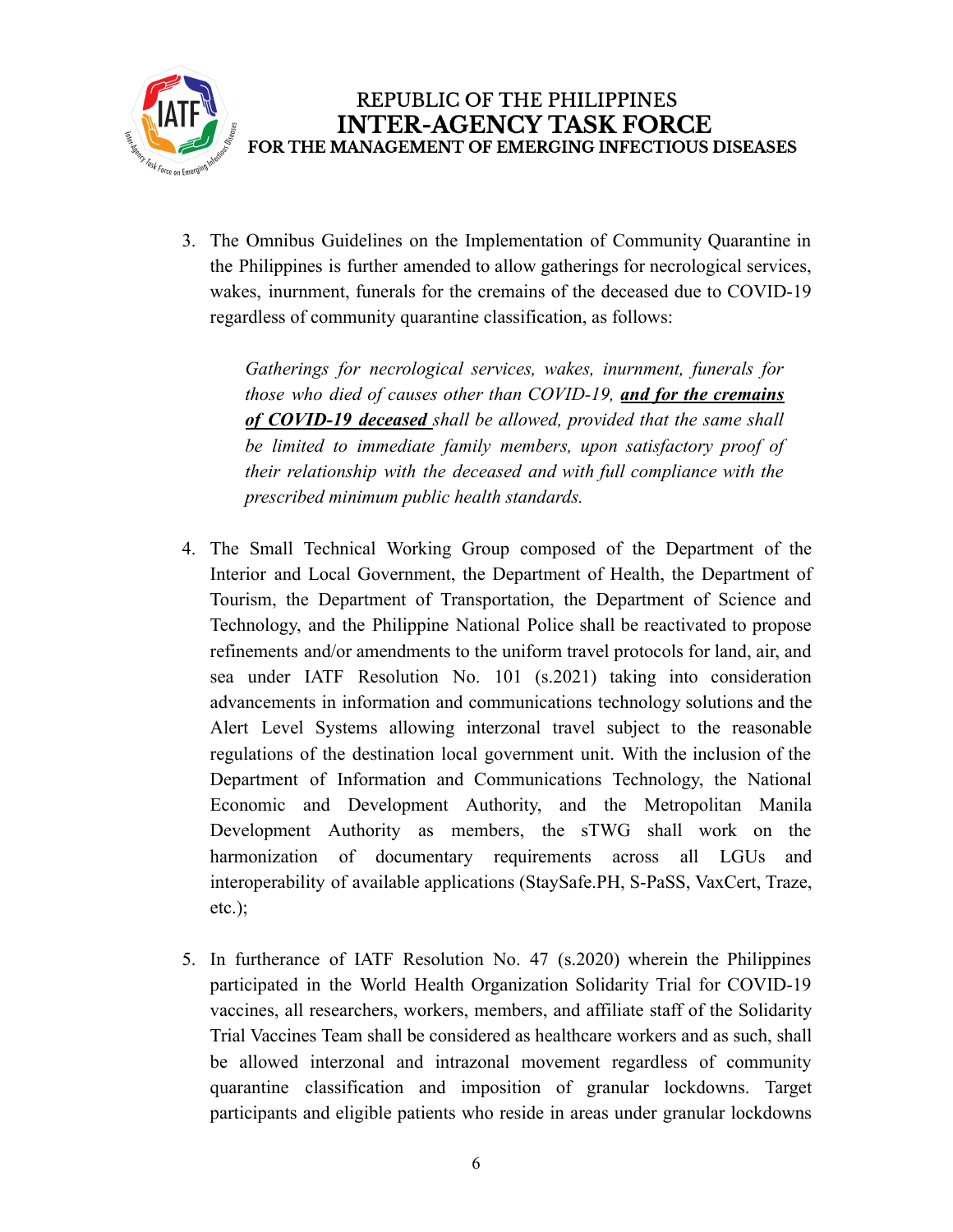3. The Omnibus Guidelines on the Implementation of Community Quarantine in the Philippines is further amended to allow gatherings for necrological services, wakes, inurnment, funerals for the cremains of the deceased due to COVID-19 regardless of community quarantine classification, as follows:

   *Gatherings for necrological services, wakes, inurnment, funerals for those who died of causes other than COVID-19,* ***and for the cremains of COVID-19 deceased*** *shall be allowed, provided that the same shall be limited to immediate family members, upon satisfactory proof of their relationship with the deceased and with full compliance with the prescribed minimum public health standards.*

4. The Small Technical Working Group composed of the Department of the Interior and Local Government, the Department of Health, the Department of Tourism, the Department of Transportation, the Department of Science and Technology, and the Philippine National Police shall be reactivated to propose refinements and/or amendments to the uniform travel protocols for land, air, and sea under IATF Resolution No. 101 (s.2021) taking into consideration advancements in information and communications technology solutions and the Alert Level Systems allowing interzonal travel subject to the reasonable regulations of the destination local government unit. With the inclusion of the Department of Information and Communications Technology, the National Economic and Development Authority, and the Metropolitan Manila Development Authority as members, the sTWG shall work on the harmonization of documentary requirements across all LGUs and interoperability of available applications (StaySafe.PH, S-PaSS, VaxCert, Traze, etc.);

5. In furtherance of IATF Resolution No. 47 (s.2020) wherein the Philippines participated in the World Health Organization Solidarity Trial for COVID-19 vaccines, all researchers, workers, members, and affiliate staff of the Solidarity Trial Vaccines Team shall be considered as healthcare workers and as such, shall be allowed interzonal and intrazonal movement regardless of community quarantine classification and imposition of granular lockdowns. Target participants and eligible patients who reside in areas under granular lockdowns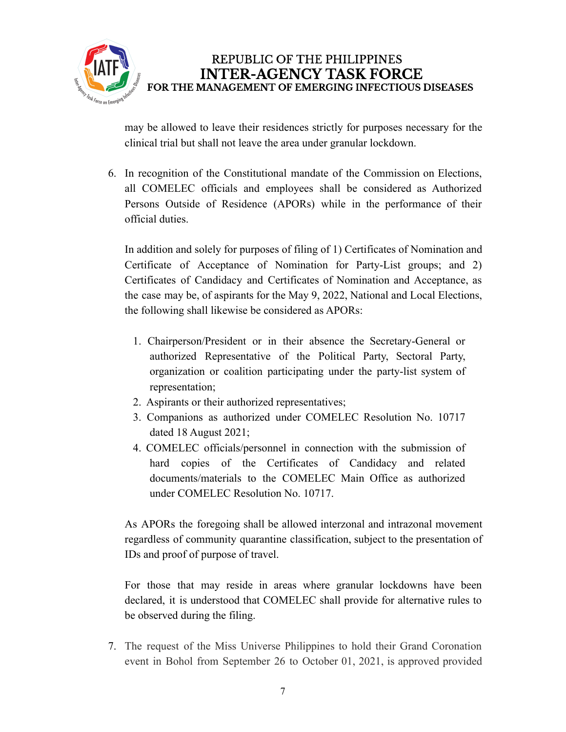may be allowed to leave their residences strictly for purposes necessary for the clinical trial but shall not leave the area under granular lockdown.

6. In recognition of the Constitutional mandate of the Commission on Elections, all COMELEC officials and employees shall be considered as Authorized Persons Outside of Residence (APORs) while in the performance of their official duties.

   In addition and solely for purposes of filing of 1) Certificates of Nomination and Certificate of Acceptance of Nomination for Party-List groups; and 2) Certificates of Candidacy and Certificates of Nomination and Acceptance, as the case may be, of aspirants for the May 9, 2022, National and Local Elections, the following shall likewise be considered as APORs:

   1. Chairperson/President or in their absence the Secretary-General or authorized Representative of the Political Party, Sectoral Party, organization or coalition participating under the party-list system of representation;
   2. Aspirants or their authorized representatives;
   3. Companions as authorized under COMELEC Resolution No. 10717 dated 18 August 2021;
   4. COMELEC officials/personnel in connection with the submission of hard copies of the Certificates of Candidacy and related documents/materials to the COMELEC Main Office as authorized under COMELEC Resolution No. 10717.

   As APORs the foregoing shall be allowed interzonal and intrazonal movement regardless of community quarantine classification, subject to the presentation of IDs and proof of purpose of travel.

   For those that may reside in areas where granular lockdowns have been declared, it is understood that COMELEC shall provide for alternative rules to be observed during the filing.

7. The request of the Miss Universe Philippines to hold their Grand Coronation event in Bohol from September 26 to October 01, 2021, is approved provided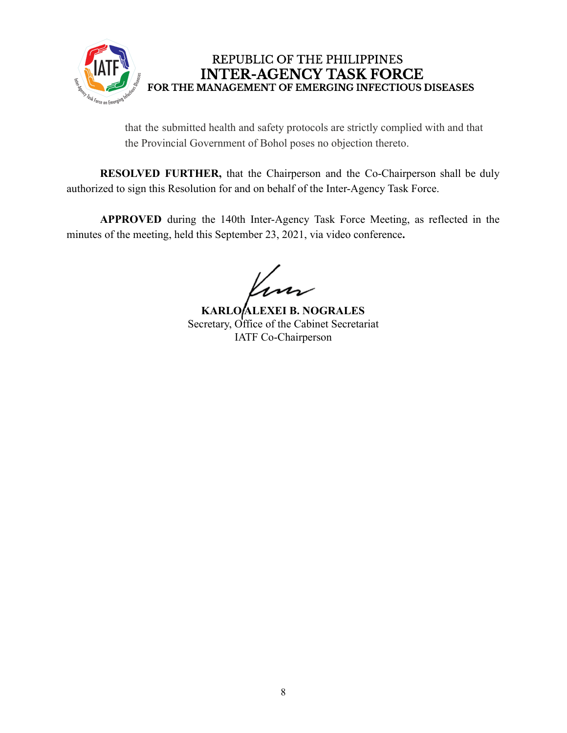that the submitted health and safety protocols are strictly complied with and that the Provincial Government of Bohol poses no objection thereto.

**RESOLVED FURTHER,** that the Chairperson and the Co-Chairperson shall be duly authorized to sign this Resolution for and on behalf of the Inter-Agency Task Force.

**APPROVED** during the 140th Inter-Agency Task Force Meeting, as reflected in the minutes of the meeting, held this September 23, 2021, via video conference**.**

**KARLO ALEXEI B. NOGRALES**
Secretary, Office of the Cabinet Secretariat
IATF Co-Chairperson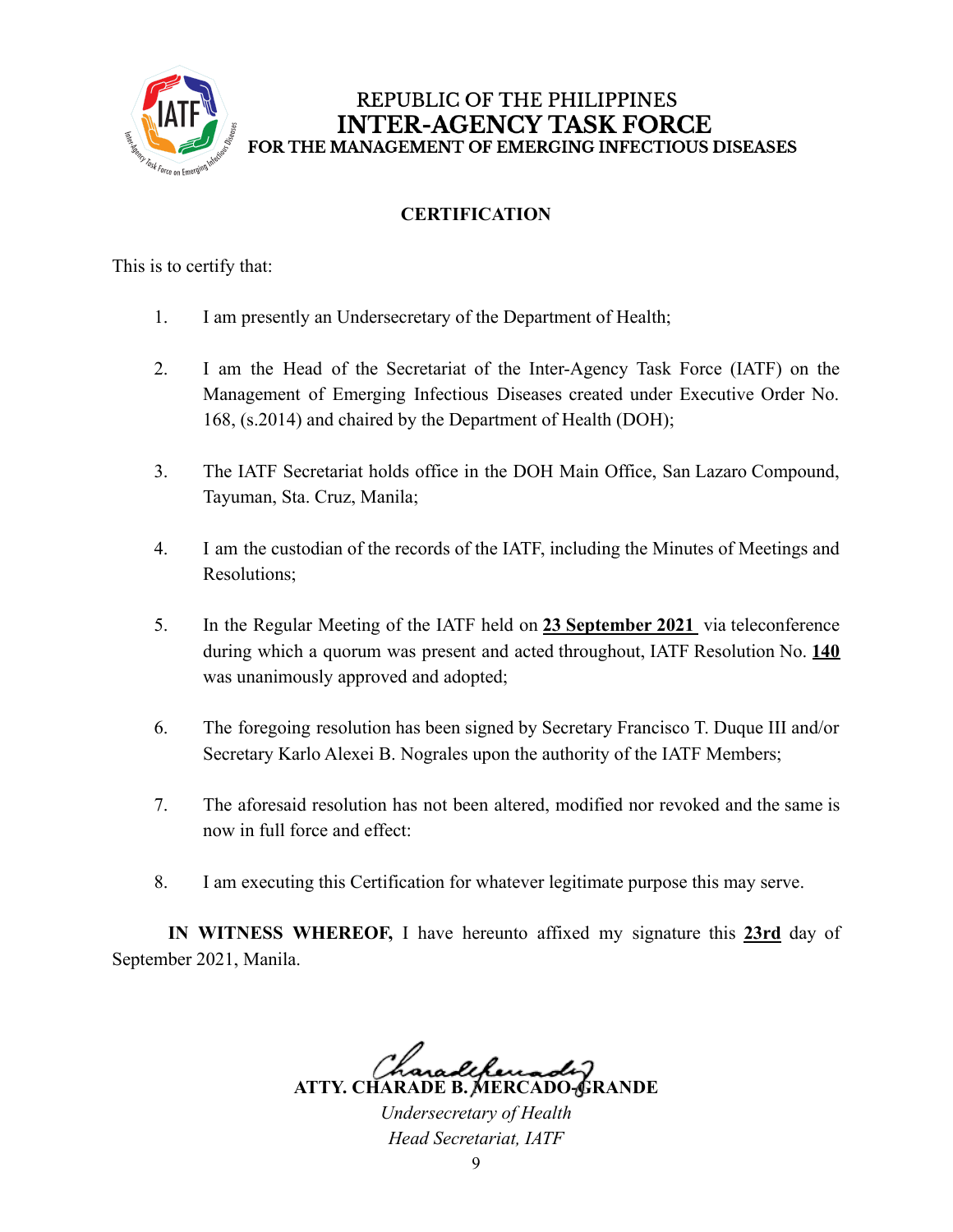REPUBLIC OF THE PHILIPPINES
**INTER-AGENCY TASK FORCE**
**FOR THE MANAGEMENT OF EMERGING INFECTIOUS DISEASES**

**CERTIFICATION**

This is to certify that:

1. I am presently an Undersecretary of the Department of Health;

2. I am the Head of the Secretariat of the Inter-Agency Task Force (IATF) on the Management of Emerging Infectious Diseases created under Executive Order No. 168, (s.2014) and chaired by the Department of Health (DOH);

3. The IATF Secretariat holds office in the DOH Main Office, San Lazaro Compound, Tayuman, Sta. Cruz, Manila;

4. I am the custodian of the records of the IATF, including the Minutes of Meetings and Resolutions;

5. In the Regular Meeting of the IATF held on **23 September 2021** via teleconference during which a quorum was present and acted throughout, IATF Resolution No. **140** was unanimously approved and adopted;

6. The foregoing resolution has been signed by Secretary Francisco T. Duque III and/or Secretary Karlo Alexei B. Nograles upon the authority of the IATF Members;

7. The aforesaid resolution has not been altered, modified nor revoked and the same is now in full force and effect:

8. I am executing this Certification for whatever legitimate purpose this may serve.

**IN WITNESS WHEREOF,** I have hereunto affixed my signature this **23rd** day of September 2021, Manila.

**ATTY. CHARADE B. MERCADO-GRANDE**
*Undersecretary of Health*
*Head Secretariat, IATF*